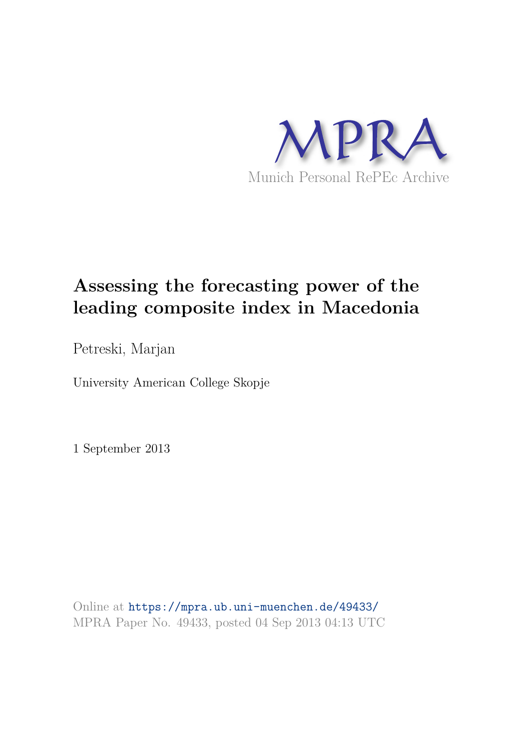MPRA

Munich Personal RePEc Archive

# Assessing the forecasting power of the leading composite index in Macedonia

Petreski, Marjan

University American College Skopje

1 September 2013

Online at https://mpra.ub.uni-muenchen.de/49433/
MPRA Paper No. 49433, posted 04 Sep 2013 04:13 UTC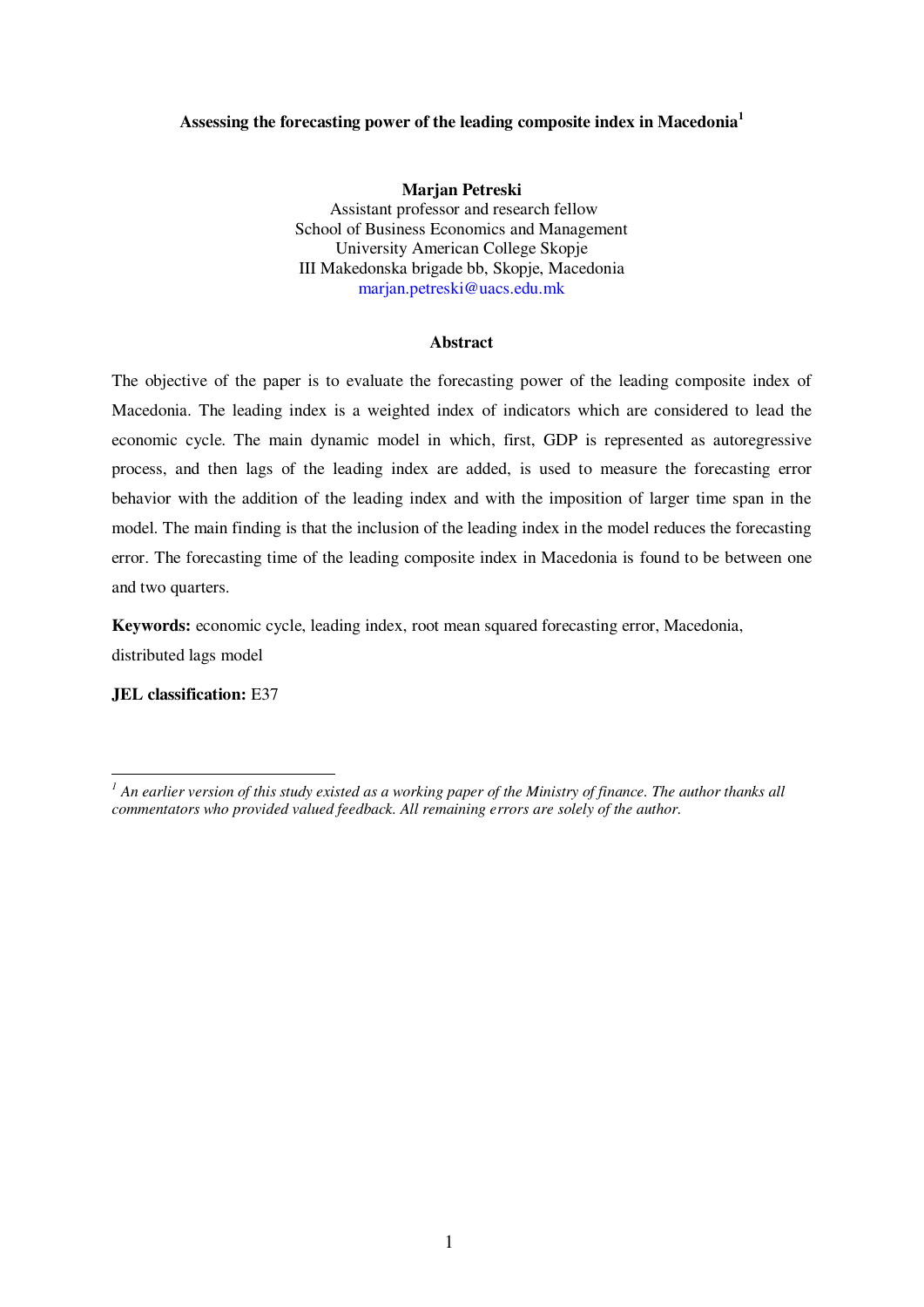**Assessing the forecasting power of the leading composite index in Macedonia**[1]

**Marjan Petreski**
Assistant professor and research fellow
School of Business Economics and Management
University American College Skopje
III Makedonska brigade bb, Skopje, Macedonia
marjan.petreski@uacs.edu.mk

**Abstract**

The objective of the paper is to evaluate the forecasting power of the leading composite index of Macedonia. The leading index is a weighted index of indicators which are considered to lead the economic cycle. The main dynamic model in which, first, GDP is represented as autoregressive process, and then lags of the leading index are added, is used to measure the forecasting error behavior with the addition of the leading index and with the imposition of larger time span in the model. The main finding is that the inclusion of the leading index in the model reduces the forecasting error. The forecasting time of the leading composite index in Macedonia is found to be between one and two quarters.

**Keywords:** economic cycle, leading index, root mean squared forecasting error, Macedonia, distributed lags model

**JEL classification:** E37

---

*[1] An earlier version of this study existed as a working paper of the Ministry of finance. The author thanks all commentators who provided valued feedback. All remaining errors are solely of the author.*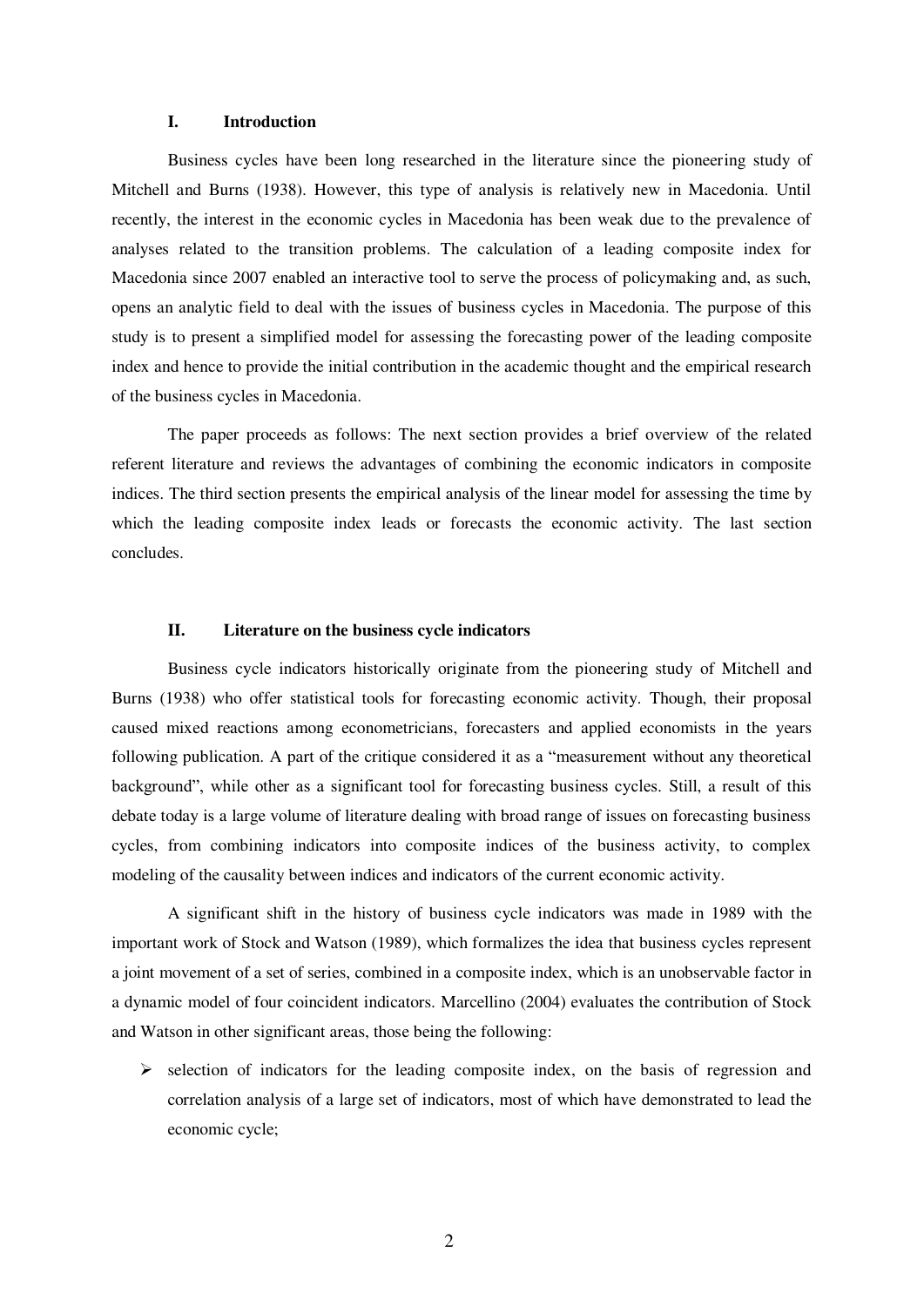## I. Introduction

Business cycles have been long researched in the literature since the pioneering study of Mitchell and Burns (1938). However, this type of analysis is relatively new in Macedonia. Until recently, the interest in the economic cycles in Macedonia has been weak due to the prevalence of analyses related to the transition problems. The calculation of a leading composite index for Macedonia since 2007 enabled an interactive tool to serve the process of policymaking and, as such, opens an analytic field to deal with the issues of business cycles in Macedonia. The purpose of this study is to present a simplified model for assessing the forecasting power of the leading composite index and hence to provide the initial contribution in the academic thought and the empirical research of the business cycles in Macedonia.

The paper proceeds as follows: The next section provides a brief overview of the related referent literature and reviews the advantages of combining the economic indicators in composite indices. The third section presents the empirical analysis of the linear model for assessing the time by which the leading composite index leads or forecasts the economic activity. The last section concludes.

## II. Literature on the business cycle indicators

Business cycle indicators historically originate from the pioneering study of Mitchell and Burns (1938) who offer statistical tools for forecasting economic activity. Though, their proposal caused mixed reactions among econometricians, forecasters and applied economists in the years following publication. A part of the critique considered it as a "measurement without any theoretical background", while other as a significant tool for forecasting business cycles. Still, a result of this debate today is a large volume of literature dealing with broad range of issues on forecasting business cycles, from combining indicators into composite indices of the business activity, to complex modeling of the causality between indices and indicators of the current economic activity.

A significant shift in the history of business cycle indicators was made in 1989 with the important work of Stock and Watson (1989), which formalizes the idea that business cycles represent a joint movement of a set of series, combined in a composite index, which is an unobservable factor in a dynamic model of four coincident indicators. Marcellino (2004) evaluates the contribution of Stock and Watson in other significant areas, those being the following:

- selection of indicators for the leading composite index, on the basis of regression and correlation analysis of a large set of indicators, most of which have demonstrated to lead the economic cycle;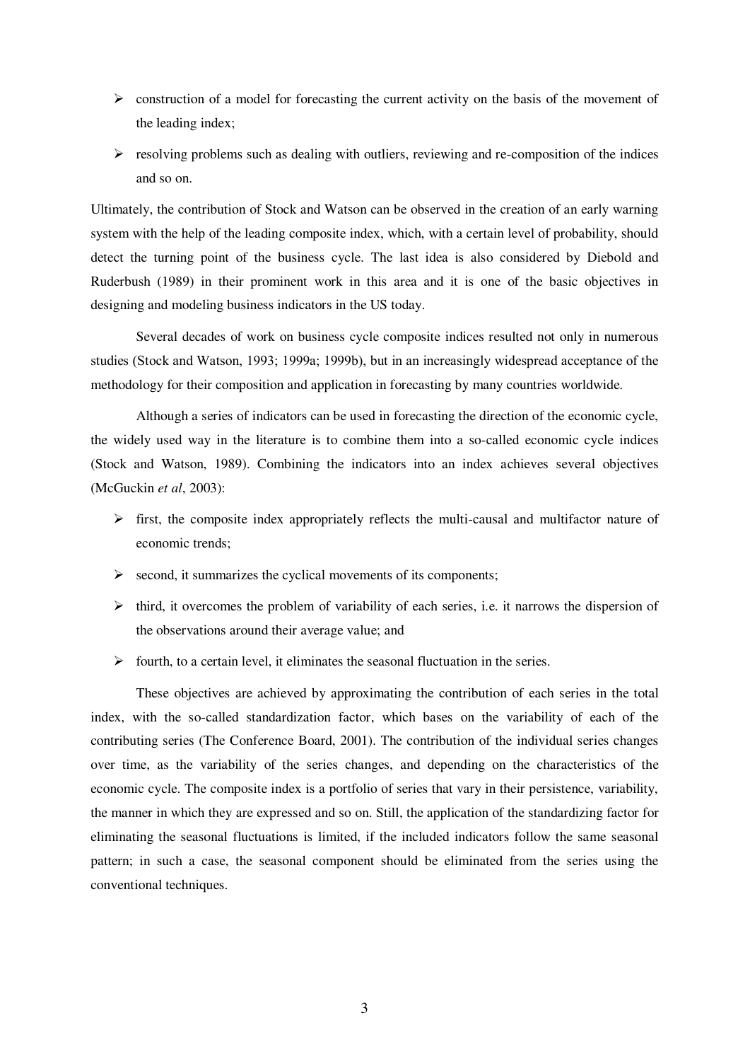- construction of a model for forecasting the current activity on the basis of the movement of the leading index;
- resolving problems such as dealing with outliers, reviewing and re-composition of the indices and so on.

Ultimately, the contribution of Stock and Watson can be observed in the creation of an early warning system with the help of the leading composite index, which, with a certain level of probability, should detect the turning point of the business cycle. The last idea is also considered by Diebold and Ruderbush (1989) in their prominent work in this area and it is one of the basic objectives in designing and modeling business indicators in the US today.

Several decades of work on business cycle composite indices resulted not only in numerous studies (Stock and Watson, 1993; 1999a; 1999b), but in an increasingly widespread acceptance of the methodology for their composition and application in forecasting by many countries worldwide.

Although a series of indicators can be used in forecasting the direction of the economic cycle, the widely used way in the literature is to combine them into a so-called economic cycle indices (Stock and Watson, 1989). Combining the indicators into an index achieves several objectives (McGuckin *et al*, 2003):

- first, the composite index appropriately reflects the multi-causal and multifactor nature of economic trends;
- second, it summarizes the cyclical movements of its components;
- third, it overcomes the problem of variability of each series, i.e. it narrows the dispersion of the observations around their average value; and
- fourth, to a certain level, it eliminates the seasonal fluctuation in the series.

These objectives are achieved by approximating the contribution of each series in the total index, with the so-called standardization factor, which bases on the variability of each of the contributing series (The Conference Board, 2001). The contribution of the individual series changes over time, as the variability of the series changes, and depending on the characteristics of the economic cycle. The composite index is a portfolio of series that vary in their persistence, variability, the manner in which they are expressed and so on. Still, the application of the standardizing factor for eliminating the seasonal fluctuations is limited, if the included indicators follow the same seasonal pattern; in such a case, the seasonal component should be eliminated from the series using the conventional techniques.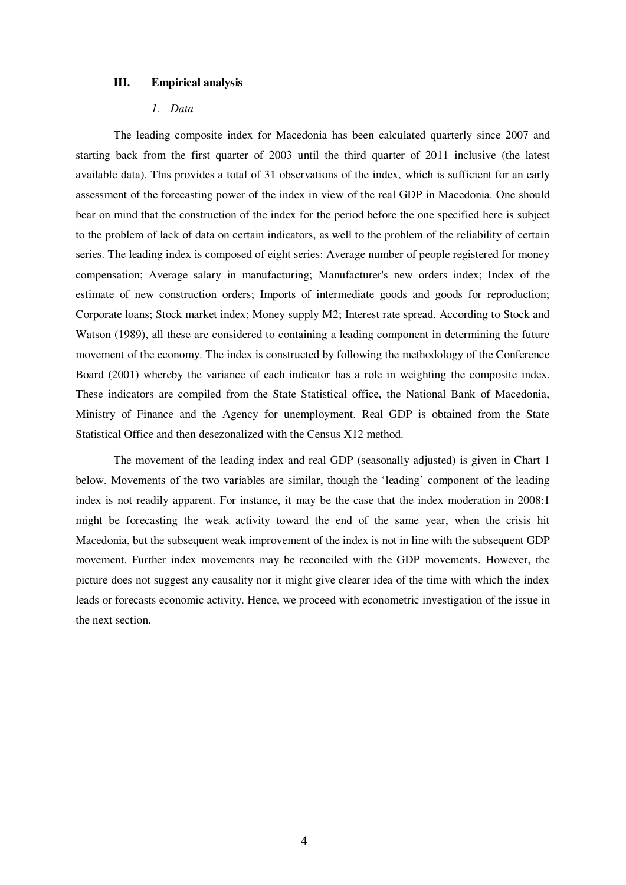## III. Empirical analysis

### *1. Data*

The leading composite index for Macedonia has been calculated quarterly since 2007 and starting back from the first quarter of 2003 until the third quarter of 2011 inclusive (the latest available data). This provides a total of 31 observations of the index, which is sufficient for an early assessment of the forecasting power of the index in view of the real GDP in Macedonia. One should bear on mind that the construction of the index for the period before the one specified here is subject to the problem of lack of data on certain indicators, as well to the problem of the reliability of certain series. The leading index is composed of eight series: Average number of people registered for money compensation; Average salary in manufacturing; Manufacturer's new orders index; Index of the estimate of new construction orders; Imports of intermediate goods and goods for reproduction; Corporate loans; Stock market index; Money supply M2; Interest rate spread. According to Stock and Watson (1989), all these are considered to containing a leading component in determining the future movement of the economy. The index is constructed by following the methodology of the Conference Board (2001) whereby the variance of each indicator has a role in weighting the composite index. These indicators are compiled from the State Statistical office, the National Bank of Macedonia, Ministry of Finance and the Agency for unemployment. Real GDP is obtained from the State Statistical Office and then desezonalized with the Census X12 method.

The movement of the leading index and real GDP (seasonally adjusted) is given in Chart 1 below. Movements of the two variables are similar, though the 'leading' component of the leading index is not readily apparent. For instance, it may be the case that the index moderation in 2008:1 might be forecasting the weak activity toward the end of the same year, when the crisis hit Macedonia, but the subsequent weak improvement of the index is not in line with the subsequent GDP movement. Further index movements may be reconciled with the GDP movements. However, the picture does not suggest any causality nor it might give clearer idea of the time with which the index leads or forecasts economic activity. Hence, we proceed with econometric investigation of the issue in the next section.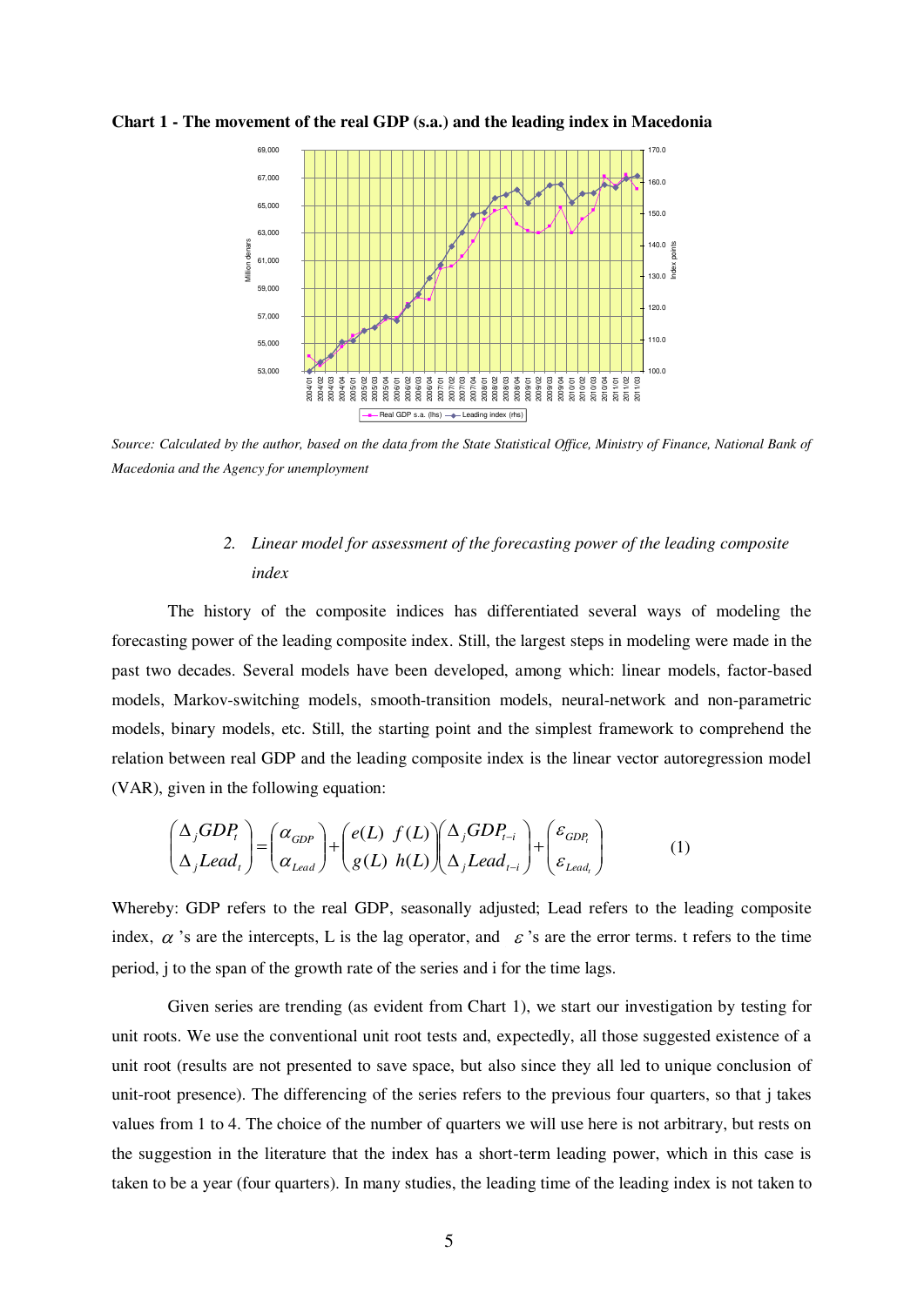**Chart 1 - The movement of the real GDP (s.a.) and the leading index in Macedonia**

*Source: Calculated by the author, based on the data from the State Statistical Office, Ministry of Finance, National Bank of Macedonia and the Agency for unemployment*

2. *Linear model for assessment of the forecasting power of the leading composite index*

The history of the composite indices has differentiated several ways of modeling the forecasting power of the leading composite index. Still, the largest steps in modeling were made in the past two decades. Several models have been developed, among which: linear models, factor-based models, Markov-switching models, smooth-transition models, neural-network and non-parametric models, binary models, etc. Still, the starting point and the simplest framework to comprehend the relation between real GDP and the leading composite index is the linear vector autoregression model (VAR), given in the following equation:

$$\begin{pmatrix} \Delta_j GDP_t \\ \Delta_j Lead_t \end{pmatrix} = \begin{pmatrix} \alpha_{GDP} \\ \alpha_{Lead} \end{pmatrix} + \begin{pmatrix} e(L) & f(L) \\ g(L) & h(L) \end{pmatrix} \begin{pmatrix} \Delta_j GDP_{t-i} \\ \Delta_j Lead_{t-i} \end{pmatrix} + \begin{pmatrix} \varepsilon_{GDP_t} \\ \varepsilon_{Lead_t} \end{pmatrix} \qquad (1)$$

Whereby: GDP refers to the real GDP, seasonally adjusted; Lead refers to the leading composite index, $\alpha$ 's are the intercepts, L is the lag operator, and $\varepsilon$ 's are the error terms. t refers to the time period, j to the span of the growth rate of the series and i for the time lags.

Given series are trending (as evident from Chart 1), we start our investigation by testing for unit roots. We use the conventional unit root tests and, expectedly, all those suggested existence of a unit root (results are not presented to save space, but also since they all led to unique conclusion of unit-root presence). The differencing of the series refers to the previous four quarters, so that j takes values from 1 to 4. The choice of the number of quarters we will use here is not arbitrary, but rests on the suggestion in the literature that the index has a short-term leading power, which in this case is taken to be a year (four quarters). In many studies, the leading time of the leading index is not taken to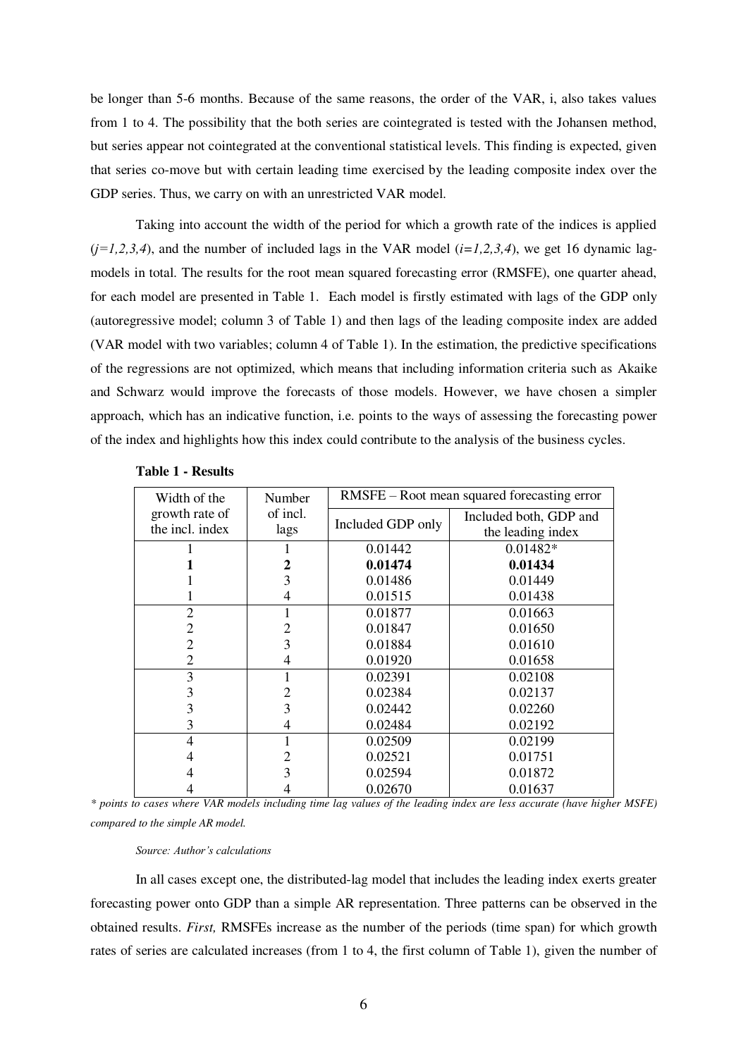be longer than 5-6 months. Because of the same reasons, the order of the VAR, i, also takes values from 1 to 4. The possibility that the both series are cointegrated is tested with the Johansen method, but series appear not cointegrated at the conventional statistical levels. This finding is expected, given that series co-move but with certain leading time exercised by the leading composite index over the GDP series. Thus, we carry on with an unrestricted VAR model.

Taking into account the width of the period for which a growth rate of the indices is applied (*j=1,2,3,4*), and the number of included lags in the VAR model (*i=1,2,3,4*), we get 16 dynamic lag-models in total. The results for the root mean squared forecasting error (RMSFE), one quarter ahead, for each model are presented in Table 1. Each model is firstly estimated with lags of the GDP only (autoregressive model; column 3 of Table 1) and then lags of the leading composite index are added (VAR model with two variables; column 4 of Table 1). In the estimation, the predictive specifications of the regressions are not optimized, which means that including information criteria such as Akaike and Schwarz would improve the forecasts of those models. However, we have chosen a simpler approach, which has an indicative function, i.e. points to the ways of assessing the forecasting power of the index and highlights how this index could contribute to the analysis of the business cycles.

**Table 1 - Results**

| Width of the growth rate of the incl. index | Number of incl. lags | RMSFE – Root mean squared forecasting error | |
|---|---|---|---|
| | | Included GDP only | Included both, GDP and the leading index |
| 1 | 1 | 0.01442 | 0.01482* |
| **1** | **2** | **0.01474** | **0.01434** |
| 1 | 3 | 0.01486 | 0.01449 |
| 1 | 4 | 0.01515 | 0.01438 |
| 2 | 1 | 0.01877 | 0.01663 |
| 2 | 2 | 0.01847 | 0.01650 |
| 2 | 3 | 0.01884 | 0.01610 |
| 2 | 4 | 0.01920 | 0.01658 |
| 3 | 1 | 0.02391 | 0.02108 |
| 3 | 2 | 0.02384 | 0.02137 |
| 3 | 3 | 0.02442 | 0.02260 |
| 3 | 4 | 0.02484 | 0.02192 |
| 4 | 1 | 0.02509 | 0.02199 |
| 4 | 2 | 0.02521 | 0.01751 |
| 4 | 3 | 0.02594 | 0.01872 |
| 4 | 4 | 0.02670 | 0.01637 |

*\* points to cases where VAR models including time lag values of the leading index are less accurate (have higher MSFE) compared to the simple AR model.*

*Source: Author's calculations*

In all cases except one, the distributed-lag model that includes the leading index exerts greater forecasting power onto GDP than a simple AR representation. Three patterns can be observed in the obtained results. *First,* RMSFEs increase as the number of the periods (time span) for which growth rates of series are calculated increases (from 1 to 4, the first column of Table 1), given the number of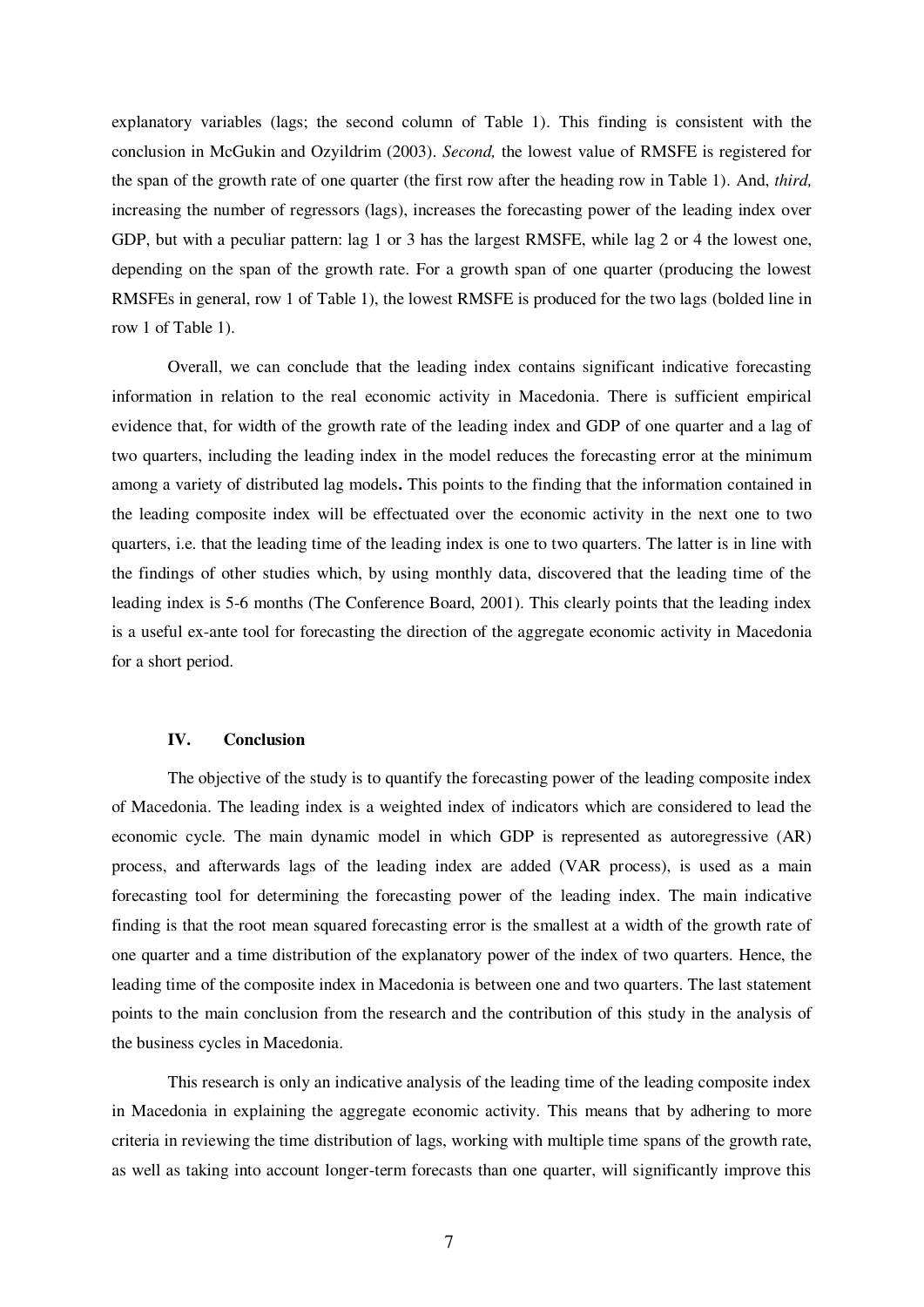explanatory variables (lags; the second column of Table 1). This finding is consistent with the conclusion in McGukin and Ozyildrim (2003). *Second,* the lowest value of RMSFE is registered for the span of the growth rate of one quarter (the first row after the heading row in Table 1). And, *third,* increasing the number of regressors (lags), increases the forecasting power of the leading index over GDP, but with a peculiar pattern: lag 1 or 3 has the largest RMSFE, while lag 2 or 4 the lowest one, depending on the span of the growth rate. For a growth span of one quarter (producing the lowest RMSFEs in general, row 1 of Table 1), the lowest RMSFE is produced for the two lags (bolded line in row 1 of Table 1).

Overall, we can conclude that the leading index contains significant indicative forecasting information in relation to the real economic activity in Macedonia. There is sufficient empirical evidence that, for width of the growth rate of the leading index and GDP of one quarter and a lag of two quarters, including the leading index in the model reduces the forecasting error at the minimum among a variety of distributed lag models**.** This points to the finding that the information contained in the leading composite index will be effectuated over the economic activity in the next one to two quarters, i.e. that the leading time of the leading index is one to two quarters. The latter is in line with the findings of other studies which, by using monthly data, discovered that the leading time of the leading index is 5-6 months (The Conference Board, 2001). This clearly points that the leading index is a useful ex-ante tool for forecasting the direction of the aggregate economic activity in Macedonia for a short period.

## IV. Conclusion

The objective of the study is to quantify the forecasting power of the leading composite index of Macedonia. The leading index is a weighted index of indicators which are considered to lead the economic cycle. The main dynamic model in which GDP is represented as autoregressive (AR) process, and afterwards lags of the leading index are added (VAR process), is used as a main forecasting tool for determining the forecasting power of the leading index. The main indicative finding is that the root mean squared forecasting error is the smallest at a width of the growth rate of one quarter and a time distribution of the explanatory power of the index of two quarters. Hence, the leading time of the composite index in Macedonia is between one and two quarters. The last statement points to the main conclusion from the research and the contribution of this study in the analysis of the business cycles in Macedonia.

This research is only an indicative analysis of the leading time of the leading composite index in Macedonia in explaining the aggregate economic activity. This means that by adhering to more criteria in reviewing the time distribution of lags, working with multiple time spans of the growth rate, as well as taking into account longer-term forecasts than one quarter, will significantly improve this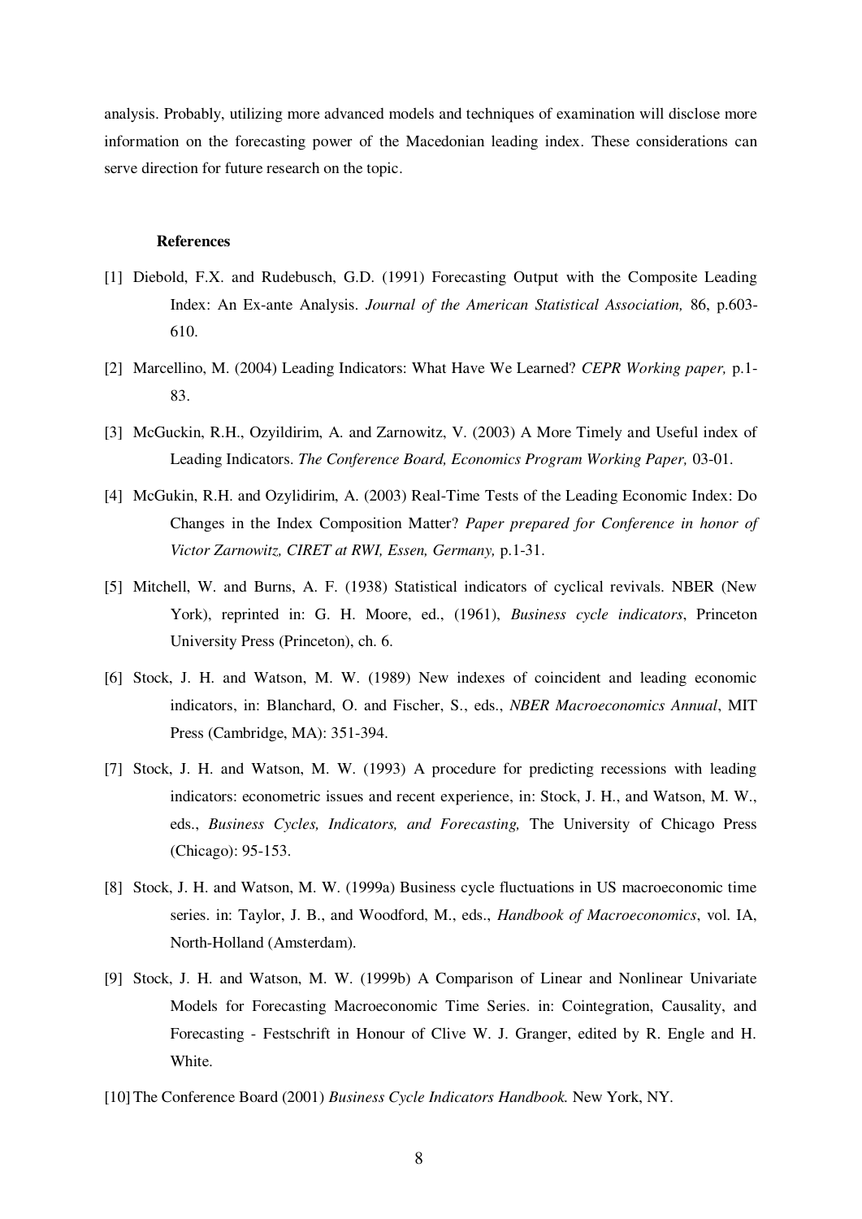analysis. Probably, utilizing more advanced models and techniques of examination will disclose more information on the forecasting power of the Macedonian leading index. These considerations can serve direction for future research on the topic.

**References**

[1] Diebold, F.X. and Rudebusch, G.D. (1991) Forecasting Output with the Composite Leading Index: An Ex-ante Analysis. *Journal of the American Statistical Association,* 86, p.603-610.

[2] Marcellino, M. (2004) Leading Indicators: What Have We Learned? *CEPR Working paper,* p.1-83.

[3] McGuckin, R.H., Ozyildirim, A. and Zarnowitz, V. (2003) A More Timely and Useful index of Leading Indicators. *The Conference Board, Economics Program Working Paper,* 03-01.

[4] McGukin, R.H. and Ozylidirim, A. (2003) Real-Time Tests of the Leading Economic Index: Do Changes in the Index Composition Matter? *Paper prepared for Conference in honor of Victor Zarnowitz, CIRET at RWI, Essen, Germany,* p.1-31.

[5] Mitchell, W. and Burns, A. F. (1938) Statistical indicators of cyclical revivals. NBER (New York), reprinted in: G. H. Moore, ed., (1961), *Business cycle indicators*, Princeton University Press (Princeton), ch. 6.

[6] Stock, J. H. and Watson, M. W. (1989) New indexes of coincident and leading economic indicators, in: Blanchard, O. and Fischer, S., eds., *NBER Macroeconomics Annual*, MIT Press (Cambridge, MA): 351-394.

[7] Stock, J. H. and Watson, M. W. (1993) A procedure for predicting recessions with leading indicators: econometric issues and recent experience, in: Stock, J. H., and Watson, M. W., eds., *Business Cycles, Indicators, and Forecasting,* The University of Chicago Press (Chicago): 95-153.

[8] Stock, J. H. and Watson, M. W. (1999a) Business cycle fluctuations in US macroeconomic time series. in: Taylor, J. B., and Woodford, M., eds., *Handbook of Macroeconomics*, vol. IA, North-Holland (Amsterdam).

[9] Stock, J. H. and Watson, M. W. (1999b) A Comparison of Linear and Nonlinear Univariate Models for Forecasting Macroeconomic Time Series. in: Cointegration, Causality, and Forecasting - Festschrift in Honour of Clive W. J. Granger, edited by R. Engle and H. White.

[10] The Conference Board (2001) *Business Cycle Indicators Handbook.* New York, NY.